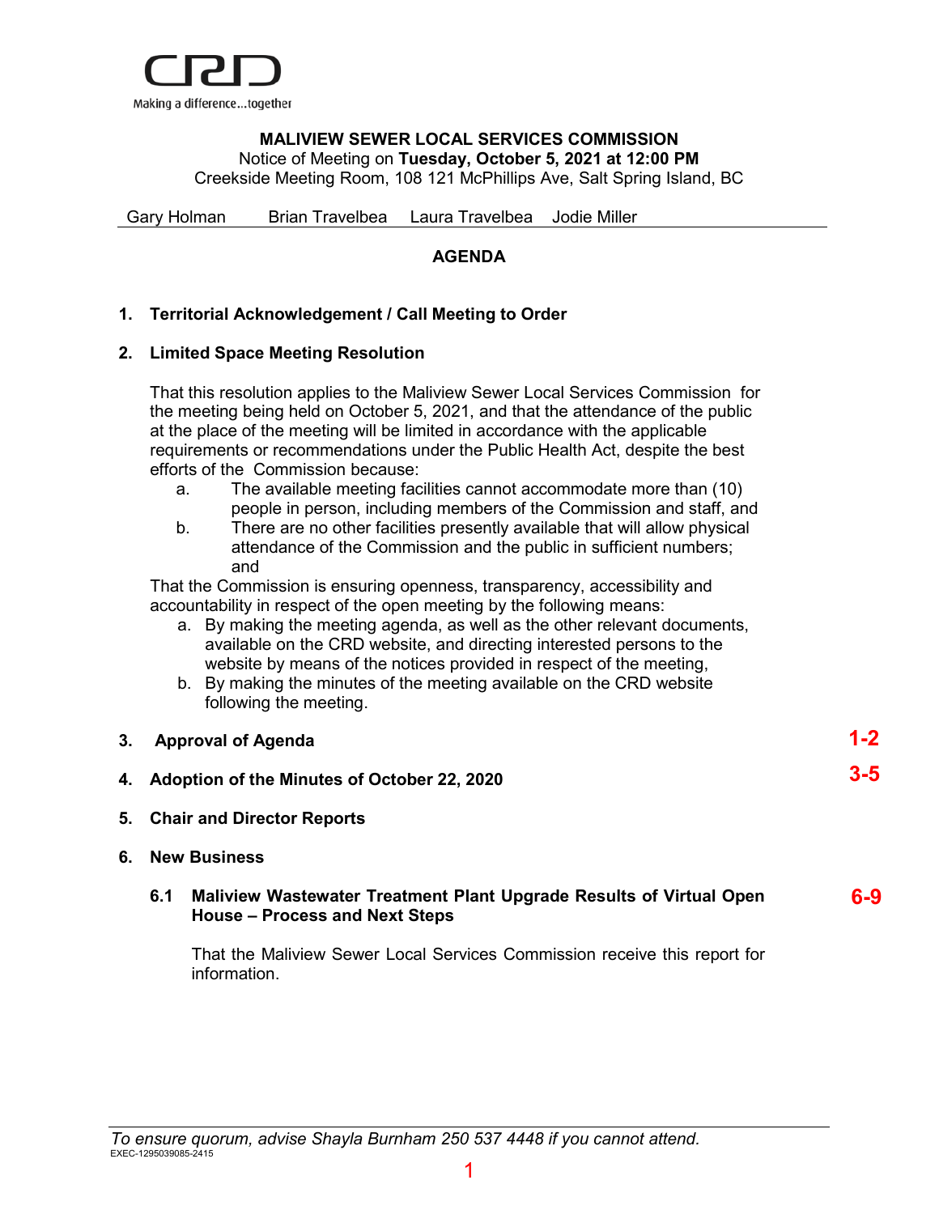CRD
Making a difference...together

**MALIVIEW SEWER LOCAL SERVICES COMMISSION**
Notice of Meeting on **Tuesday, October 5, 2021 at 12:00 PM**
Creekside Meeting Room, 108 121 McPhillips Ave, Salt Spring Island, BC

Gary Holman Brian Travelbea Laura Travelbea Jodie Miller

## AGENDA

**1. Territorial Acknowledgement / Call Meeting to Order**

**2. Limited Space Meeting Resolution**

That this resolution applies to the Maliview Sewer Local Services Commission for the meeting being held on October 5, 2021, and that the attendance of the public at the place of the meeting will be limited in accordance with the applicable requirements or recommendations under the Public Health Act, despite the best efforts of the Commission because:

a. The available meeting facilities cannot accommodate more than (10) people in person, including members of the Commission and staff, and
b. There are no other facilities presently available that will allow physical attendance of the Commission and the public in sufficient numbers; and

That the Commission is ensuring openness, transparency, accessibility and accountability in respect of the open meeting by the following means:

a. By making the meeting agenda, as well as the other relevant documents, available on the CRD website, and directing interested persons to the website by means of the notices provided in respect of the meeting,
b. By making the minutes of the meeting available on the CRD website following the meeting.

**3. Approval of Agenda** 1-2

**4. Adoption of the Minutes of October 22, 2020** 3-5

**5. Chair and Director Reports**

**6. New Business**

**6.1 Maliview Wastewater Treatment Plant Upgrade Results of Virtual Open House – Process and Next Steps** 6-9

That the Maliview Sewer Local Services Commission receive this report for information.

*To ensure quorum, advise Shayla Burnham 250 537 4448 if you cannot attend.*
EXEC-1295039085-2415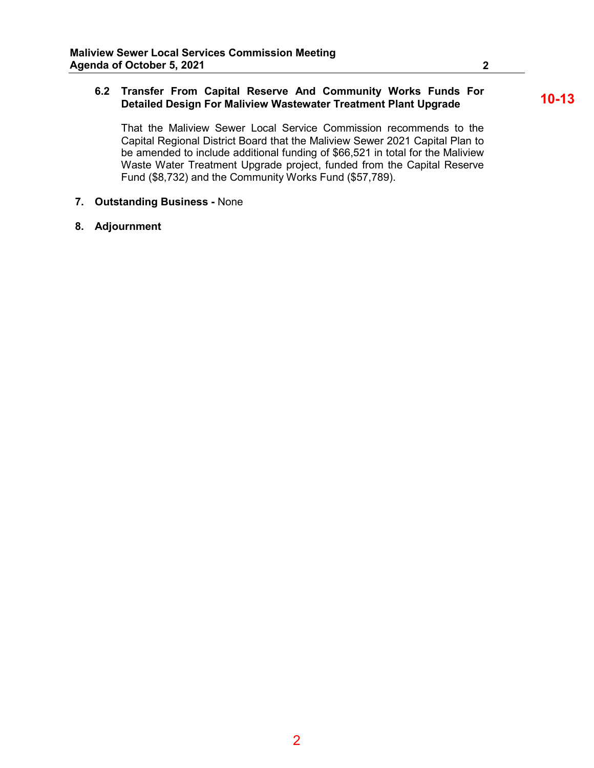**6.2 Transfer From Capital Reserve And Community Works Funds For Detailed Design For Maliview Wastewater Treatment Plant Upgrade** **10-13**

That the Maliview Sewer Local Service Commission recommends to the Capital Regional District Board that the Maliview Sewer 2021 Capital Plan to be amended to include additional funding of $66,521 in total for the Maliview Waste Water Treatment Upgrade project, funded from the Capital Reserve Fund ($8,732) and the Community Works Fund ($57,789).

**7. Outstanding Business -** None

**8. Adjournment**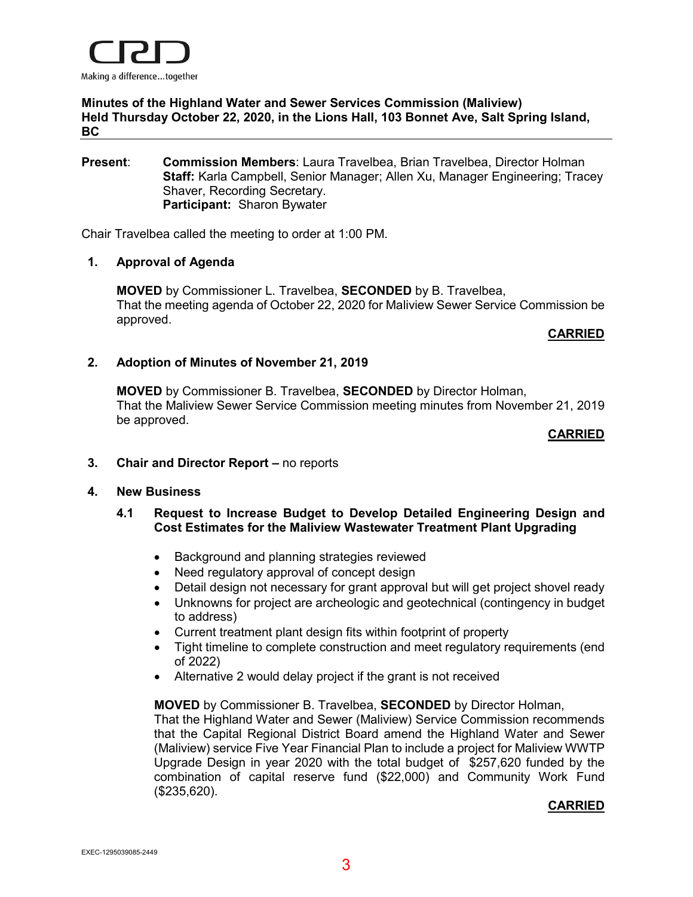**Minutes of the Highland Water and Sewer Services Commission (Maliview)**
**Held Thursday October 22, 2020, in the Lions Hall, 103 Bonnet Ave, Salt Spring Island, BC**

**Present**: **Commission Members**: Laura Travelbea, Brian Travelbea, Director Holman
**Staff:** Karla Campbell, Senior Manager; Allen Xu, Manager Engineering; Tracey Shaver, Recording Secretary.
**Participant:** Sharon Bywater

Chair Travelbea called the meeting to order at 1:00 PM.

## 1. Approval of Agenda

**MOVED** by Commissioner L. Travelbea, **SECONDED** by B. Travelbea,
That the meeting agenda of October 22, 2020 for Maliview Sewer Service Commission be approved.

**CARRIED**

## 2. Adoption of Minutes of November 21, 2019

**MOVED** by Commissioner B. Travelbea, **SECONDED** by Director Holman,
That the Maliview Sewer Service Commission meeting minutes from November 21, 2019 be approved.

**CARRIED**

## 3. Chair and Director Report – no reports

## 4. New Business

### 4.1 Request to Increase Budget to Develop Detailed Engineering Design and Cost Estimates for the Maliview Wastewater Treatment Plant Upgrading

- Background and planning strategies reviewed
- Need regulatory approval of concept design
- Detail design not necessary for grant approval but will get project shovel ready
- Unknowns for project are archeologic and geotechnical (contingency in budget to address)
- Current treatment plant design fits within footprint of property
- Tight timeline to complete construction and meet regulatory requirements (end of 2022)
- Alternative 2 would delay project if the grant is not received

**MOVED** by Commissioner B. Travelbea, **SECONDED** by Director Holman,
That the Highland Water and Sewer (Maliview) Service Commission recommends that the Capital Regional District Board amend the Highland Water and Sewer (Maliview) service Five Year Financial Plan to include a project for Maliview WWTP Upgrade Design in year 2020 with the total budget of $257,620 funded by the combination of capital reserve fund ($22,000) and Community Work Fund ($235,620).

**CARRIED**

EXEC-1295039085-2449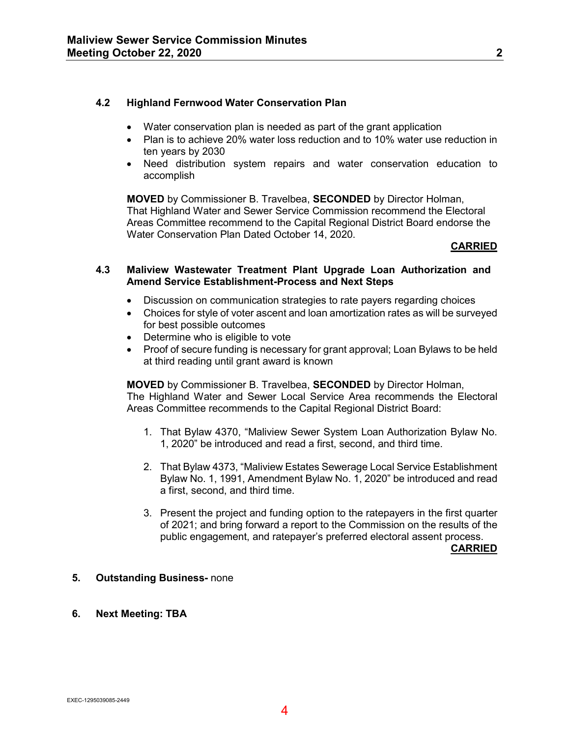### 4.2 Highland Fernwood Water Conservation Plan

- Water conservation plan is needed as part of the grant application
- Plan is to achieve 20% water loss reduction and to 10% water use reduction in ten years by 2030
- Need distribution system repairs and water conservation education to accomplish

**MOVED** by Commissioner B. Travelbea, **SECONDED** by Director Holman,
That Highland Water and Sewer Service Commission recommend the Electoral Areas Committee recommend to the Capital Regional District Board endorse the Water Conservation Plan Dated October 14, 2020.

**CARRIED**

### 4.3 Maliview Wastewater Treatment Plant Upgrade Loan Authorization and Amend Service Establishment-Process and Next Steps

- Discussion on communication strategies to rate payers regarding choices
- Choices for style of voter ascent and loan amortization rates as will be surveyed for best possible outcomes
- Determine who is eligible to vote
- Proof of secure funding is necessary for grant approval; Loan Bylaws to be held at third reading until grant award is known

**MOVED** by Commissioner B. Travelbea, **SECONDED** by Director Holman,
The Highland Water and Sewer Local Service Area recommends the Electoral Areas Committee recommends to the Capital Regional District Board:

1. That Bylaw 4370, "Maliview Sewer System Loan Authorization Bylaw No. 1, 2020" be introduced and read a first, second, and third time.

2. That Bylaw 4373, "Maliview Estates Sewerage Local Service Establishment Bylaw No. 1, 1991, Amendment Bylaw No. 1, 2020" be introduced and read a first, second, and third time.

3. Present the project and funding option to the ratepayers in the first quarter of 2021; and bring forward a report to the Commission on the results of the public engagement, and ratepayer's preferred electoral assent process.

**CARRIED**

## 5. Outstanding Business- none

## 6. Next Meeting: TBA

EXEC-1295039085-2449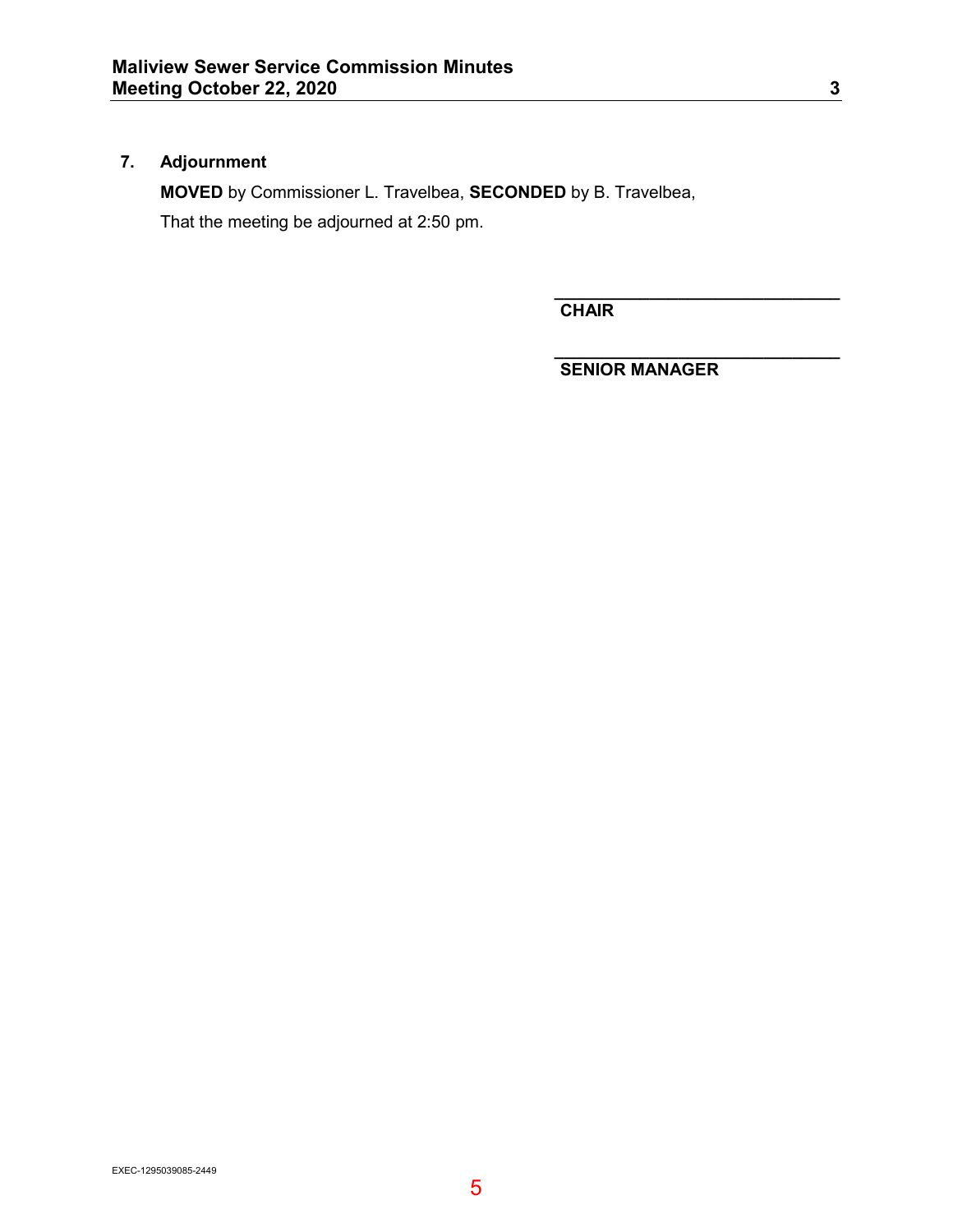## 7. Adjournment

**MOVED** by Commissioner L. Travelbea, **SECONDED** by B. Travelbea,

That the meeting be adjourned at 2:50 pm.

\_\_\_\_\_\_\_\_\_\_\_\_\_\_\_\_\_\_\_\_\_\_\_\_\_\_\_\_\_\_
**CHAIR**

\_\_\_\_\_\_\_\_\_\_\_\_\_\_\_\_\_\_\_\_\_\_\_\_\_\_\_\_\_\_
**SENIOR MANAGER**

EXEC-1295039085-2449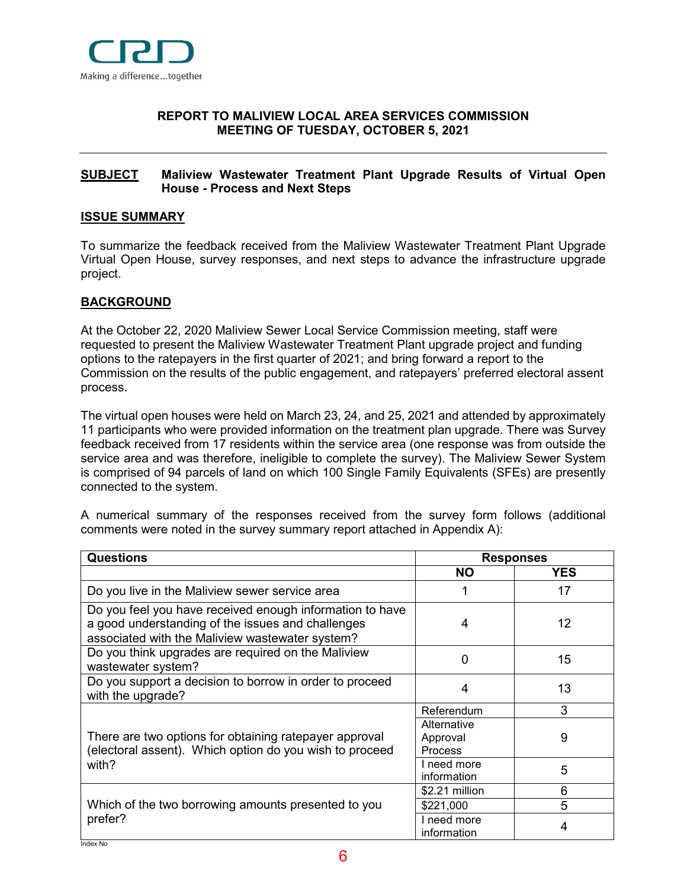CRD

Making a difference...together

**REPORT TO MALIVIEW LOCAL AREA SERVICES COMMISSION**
**MEETING OF TUESDAY, OCTOBER 5, 2021**

---

**SUBJECT** **Maliview Wastewater Treatment Plant Upgrade Results of Virtual Open House - Process and Next Steps**

## ISSUE SUMMARY

To summarize the feedback received from the Maliview Wastewater Treatment Plant Upgrade Virtual Open House, survey responses, and next steps to advance the infrastructure upgrade project.

## BACKGROUND

At the October 22, 2020 Maliview Sewer Local Service Commission meeting, staff were requested to present the Maliview Wastewater Treatment Plant upgrade project and funding options to the ratepayers in the first quarter of 2021; and bring forward a report to the Commission on the results of the public engagement, and ratepayers' preferred electoral assent process.

The virtual open houses were held on March 23, 24, and 25, 2021 and attended by approximately 11 participants who were provided information on the treatment plan upgrade. There was Survey feedback received from 17 residents within the service area (one response was from outside the service area and was therefore, ineligible to complete the survey). The Maliview Sewer System is comprised of 94 parcels of land on which 100 Single Family Equivalents (SFEs) are presently connected to the system.

A numerical summary of the responses received from the survey form follows (additional comments were noted in the survey summary report attached in Appendix A):

| Questions | Responses | |
|---|---|---|
| | **NO** | **YES** |
| Do you live in the Maliview sewer service area | 1 | 17 |
| Do you feel you have received enough information to have a good understanding of the issues and challenges associated with the Maliview wastewater system? | 4 | 12 |
| Do you think upgrades are required on the Maliview wastewater system? | 0 | 15 |
| Do you support a decision to borrow in order to proceed with the upgrade? | 4 | 13 |
| There are two options for obtaining ratepayer approval (electoral assent). Which option do you wish to proceed with? | Referendum | 3 |
| | Alternative Approval Process | 9 |
| | I need more information | 5 |
| Which of the two borrowing amounts presented to you prefer? | $2.21 million | 6 |
| | $221,000 | 5 |
| | I need more information | 4 |

Index No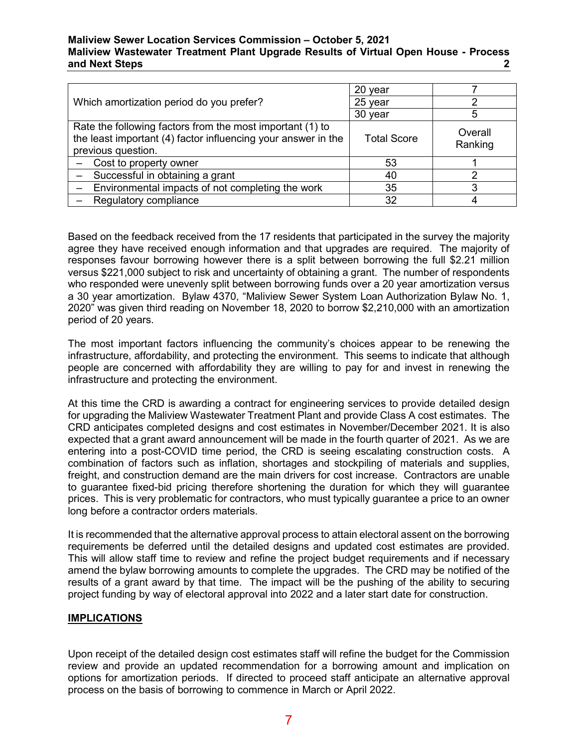| | | |
|---|---|---|
| Which amortization period do you prefer? | 20 year | 7 |
| | 25 year | 2 |
| | 30 year | 5 |
| Rate the following factors from the most important (1) to the least important (4) factor influencing your answer in the previous question. | Total Score | Overall Ranking |
| – Cost to property owner | 53 | 1 |
| – Successful in obtaining a grant | 40 | 2 |
| – Environmental impacts of not completing the work | 35 | 3 |
| – Regulatory compliance | 32 | 4 |

Based on the feedback received from the 17 residents that participated in the survey the majority agree they have received enough information and that upgrades are required. The majority of responses favour borrowing however there is a split between borrowing the full $2.21 million versus $221,000 subject to risk and uncertainty of obtaining a grant. The number of respondents who responded were unevenly split between borrowing funds over a 20 year amortization versus a 30 year amortization. Bylaw 4370, "Maliview Sewer System Loan Authorization Bylaw No. 1, 2020" was given third reading on November 18, 2020 to borrow $2,210,000 with an amortization period of 20 years.

The most important factors influencing the community's choices appear to be renewing the infrastructure, affordability, and protecting the environment. This seems to indicate that although people are concerned with affordability they are willing to pay for and invest in renewing the infrastructure and protecting the environment.

At this time the CRD is awarding a contract for engineering services to provide detailed design for upgrading the Maliview Wastewater Treatment Plant and provide Class A cost estimates. The CRD anticipates completed designs and cost estimates in November/December 2021. It is also expected that a grant award announcement will be made in the fourth quarter of 2021. As we are entering into a post-COVID time period, the CRD is seeing escalating construction costs. A combination of factors such as inflation, shortages and stockpiling of materials and supplies, freight, and construction demand are the main drivers for cost increase. Contractors are unable to guarantee fixed-bid pricing therefore shortening the duration for which they will guarantee prices. This is very problematic for contractors, who must typically guarantee a price to an owner long before a contractor orders materials.

It is recommended that the alternative approval process to attain electoral assent on the borrowing requirements be deferred until the detailed designs and updated cost estimates are provided. This will allow staff time to review and refine the project budget requirements and if necessary amend the bylaw borrowing amounts to complete the upgrades. The CRD may be notified of the results of a grant award by that time. The impact will be the pushing of the ability to securing project funding by way of electoral approval into 2022 and a later start date for construction.

## IMPLICATIONS

Upon receipt of the detailed design cost estimates staff will refine the budget for the Commission review and provide an updated recommendation for a borrowing amount and implication on options for amortization periods. If directed to proceed staff anticipate an alternative approval process on the basis of borrowing to commence in March or April 2022.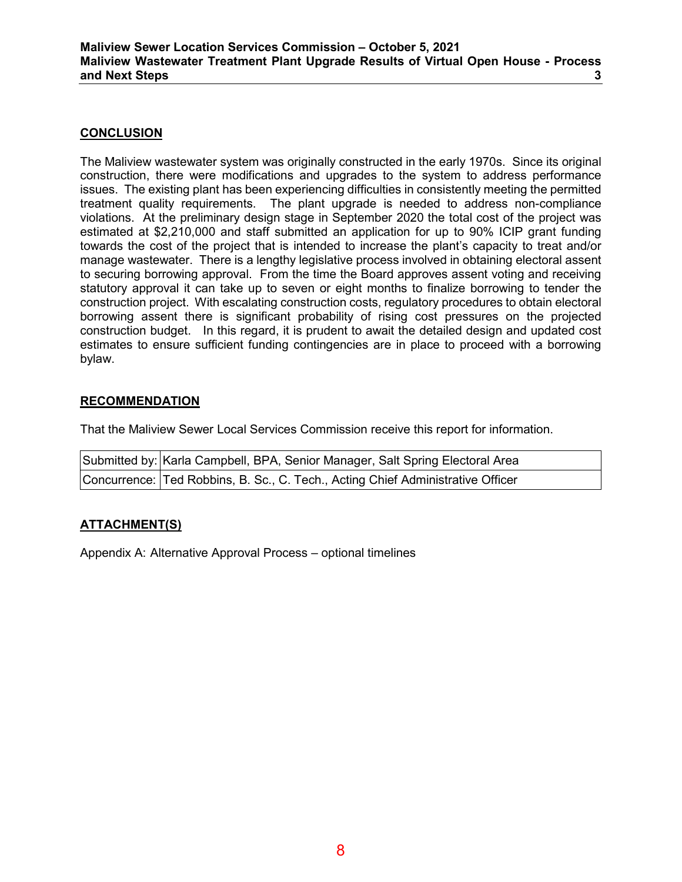## CONCLUSION

The Maliview wastewater system was originally constructed in the early 1970s. Since its original construction, there were modifications and upgrades to the system to address performance issues. The existing plant has been experiencing difficulties in consistently meeting the permitted treatment quality requirements. The plant upgrade is needed to address non-compliance violations. At the preliminary design stage in September 2020 the total cost of the project was estimated at $2,210,000 and staff submitted an application for up to 90% ICIP grant funding towards the cost of the project that is intended to increase the plant's capacity to treat and/or manage wastewater. There is a lengthy legislative process involved in obtaining electoral assent to securing borrowing approval. From the time the Board approves assent voting and receiving statutory approval it can take up to seven or eight months to finalize borrowing to tender the construction project. With escalating construction costs, regulatory procedures to obtain electoral borrowing assent there is significant probability of rising cost pressures on the projected construction budget. In this regard, it is prudent to await the detailed design and updated cost estimates to ensure sufficient funding contingencies are in place to proceed with a borrowing bylaw.

## RECOMMENDATION

That the Maliview Sewer Local Services Commission receive this report for information.

| | |
|---|---|
| Submitted by: | Karla Campbell, BPA, Senior Manager, Salt Spring Electoral Area |
| Concurrence: | Ted Robbins, B. Sc., C. Tech., Acting Chief Administrative Officer |

## ATTACHMENT(S)

Appendix A: Alternative Approval Process – optional timelines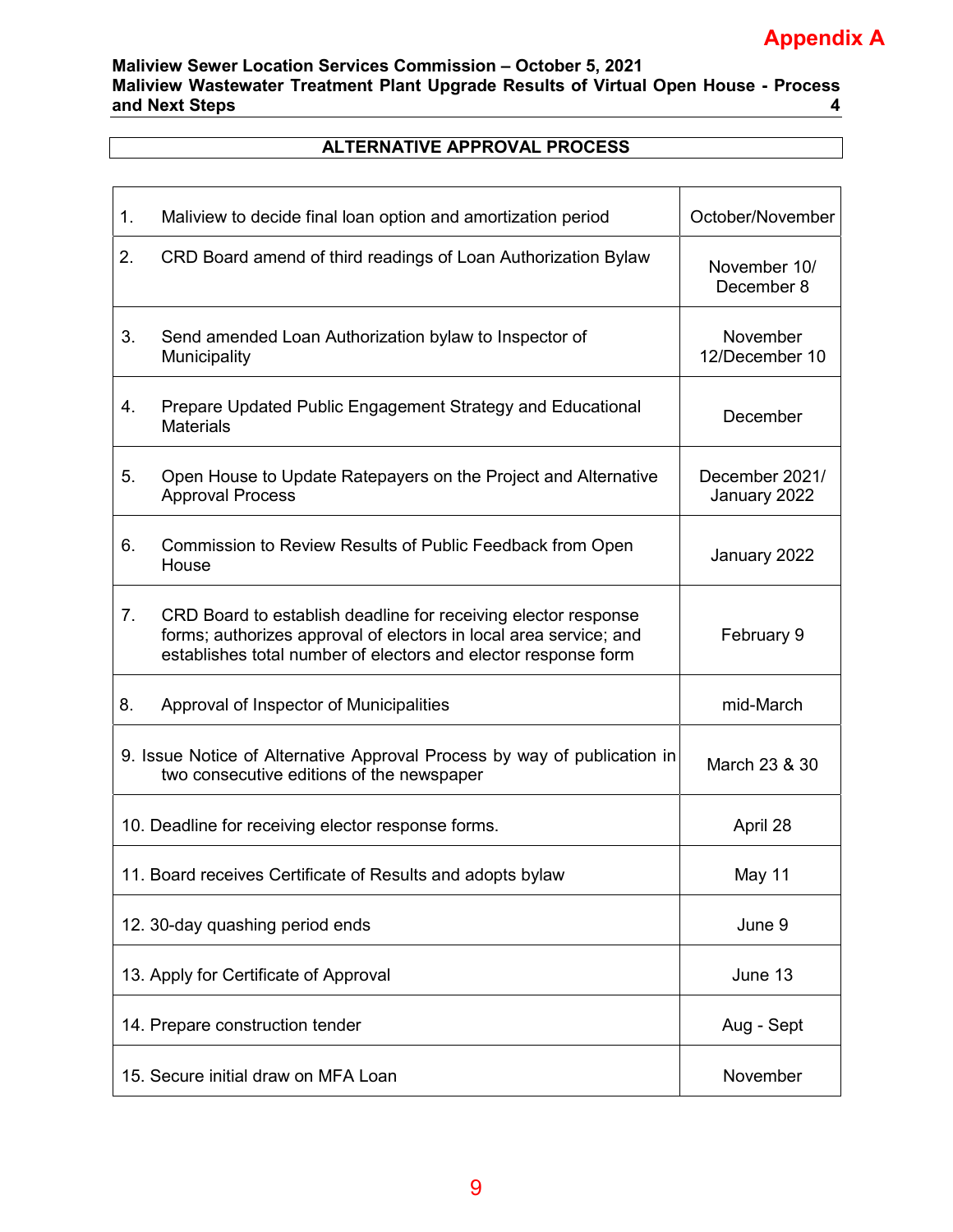Appendix A

ALTERNATIVE APPROVAL PROCESS

| Step | Timing |
|---|---|
| 1. Maliview to decide final loan option and amortization period | October/November |
| 2. CRD Board amend of third readings of Loan Authorization Bylaw | November 10/ December 8 |
| 3. Send amended Loan Authorization bylaw to Inspector of Municipality | November 12/December 10 |
| 4. Prepare Updated Public Engagement Strategy and Educational Materials | December |
| 5. Open House to Update Ratepayers on the Project and Alternative Approval Process | December 2021/ January 2022 |
| 6. Commission to Review Results of Public Feedback from Open House | January 2022 |
| 7. CRD Board to establish deadline for receiving elector response forms; authorizes approval of electors in local area service; and establishes total number of electors and elector response form | February 9 |
| 8. Approval of Inspector of Municipalities | mid-March |
| 9. Issue Notice of Alternative Approval Process by way of publication in two consecutive editions of the newspaper | March 23 & 30 |
| 10. Deadline for receiving elector response forms. | April 28 |
| 11. Board receives Certificate of Results and adopts bylaw | May 11 |
| 12. 30-day quashing period ends | June 9 |
| 13. Apply for Certificate of Approval | June 13 |
| 14. Prepare construction tender | Aug - Sept |
| 15. Secure initial draw on MFA Loan | November |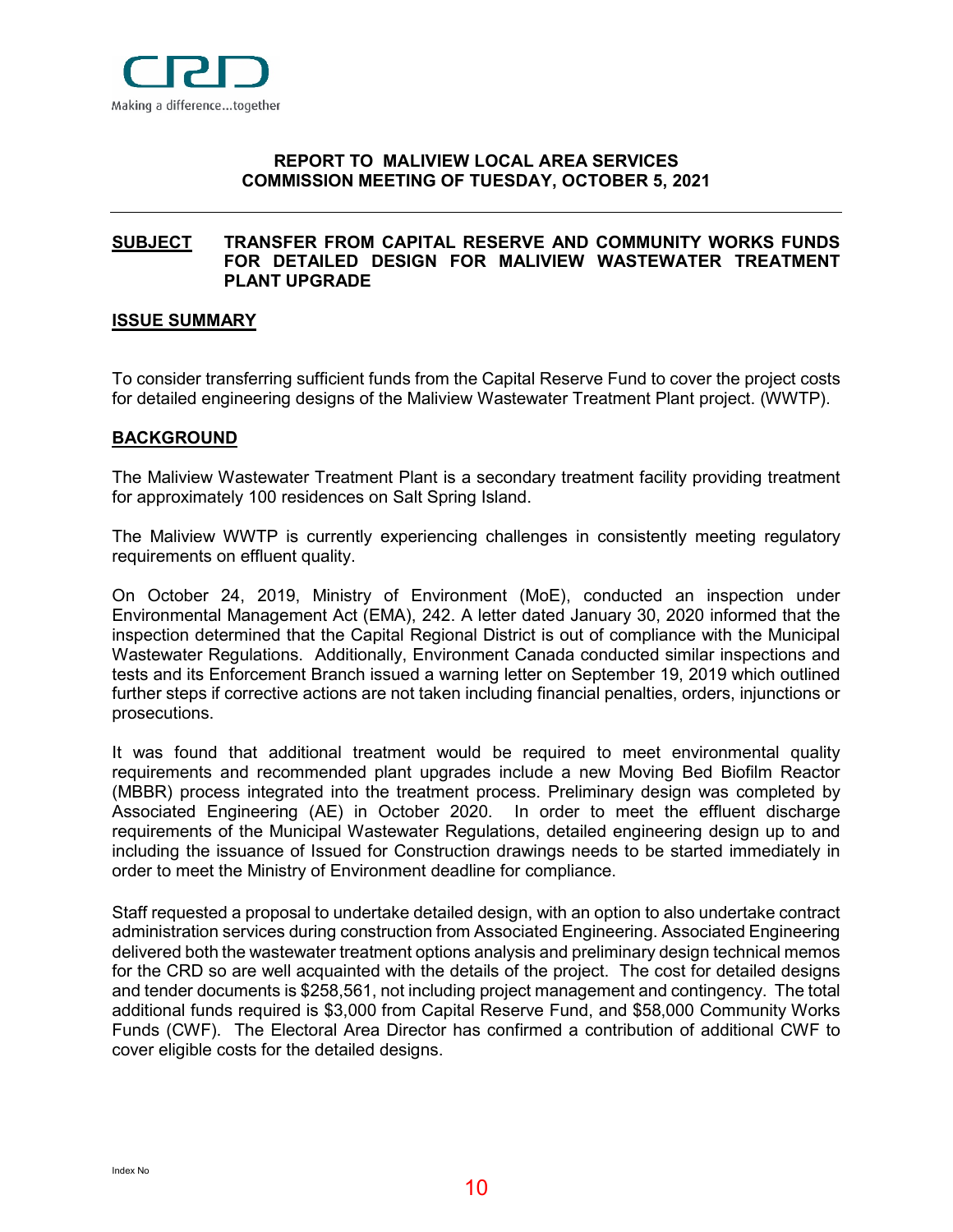CRD
Making a difference...together

**REPORT TO MALIVIEW LOCAL AREA SERVICES**
**COMMISSION MEETING OF TUESDAY, OCTOBER 5, 2021**

---

**SUBJECT** **TRANSFER FROM CAPITAL RESERVE AND COMMUNITY WORKS FUNDS FOR DETAILED DESIGN FOR MALIVIEW WASTEWATER TREATMENT PLANT UPGRADE**

## ISSUE SUMMARY

To consider transferring sufficient funds from the Capital Reserve Fund to cover the project costs for detailed engineering designs of the Maliview Wastewater Treatment Plant project. (WWTP).

## BACKGROUND

The Maliview Wastewater Treatment Plant is a secondary treatment facility providing treatment for approximately 100 residences on Salt Spring Island.

The Maliview WWTP is currently experiencing challenges in consistently meeting regulatory requirements on effluent quality.

On October 24, 2019, Ministry of Environment (MoE), conducted an inspection under Environmental Management Act (EMA), 242. A letter dated January 30, 2020 informed that the inspection determined that the Capital Regional District is out of compliance with the Municipal Wastewater Regulations. Additionally, Environment Canada conducted similar inspections and tests and its Enforcement Branch issued a warning letter on September 19, 2019 which outlined further steps if corrective actions are not taken including financial penalties, orders, injunctions or prosecutions.

It was found that additional treatment would be required to meet environmental quality requirements and recommended plant upgrades include a new Moving Bed Biofilm Reactor (MBBR) process integrated into the treatment process. Preliminary design was completed by Associated Engineering (AE) in October 2020. In order to meet the effluent discharge requirements of the Municipal Wastewater Regulations, detailed engineering design up to and including the issuance of Issued for Construction drawings needs to be started immediately in order to meet the Ministry of Environment deadline for compliance.

Staff requested a proposal to undertake detailed design, with an option to also undertake contract administration services during construction from Associated Engineering. Associated Engineering delivered both the wastewater treatment options analysis and preliminary design technical memos for the CRD so are well acquainted with the details of the project. The cost for detailed designs and tender documents is $258,561, not including project management and contingency. The total additional funds required is $3,000 from Capital Reserve Fund, and $58,000 Community Works Funds (CWF). The Electoral Area Director has confirmed a contribution of additional CWF to cover eligible costs for the detailed designs.

Index No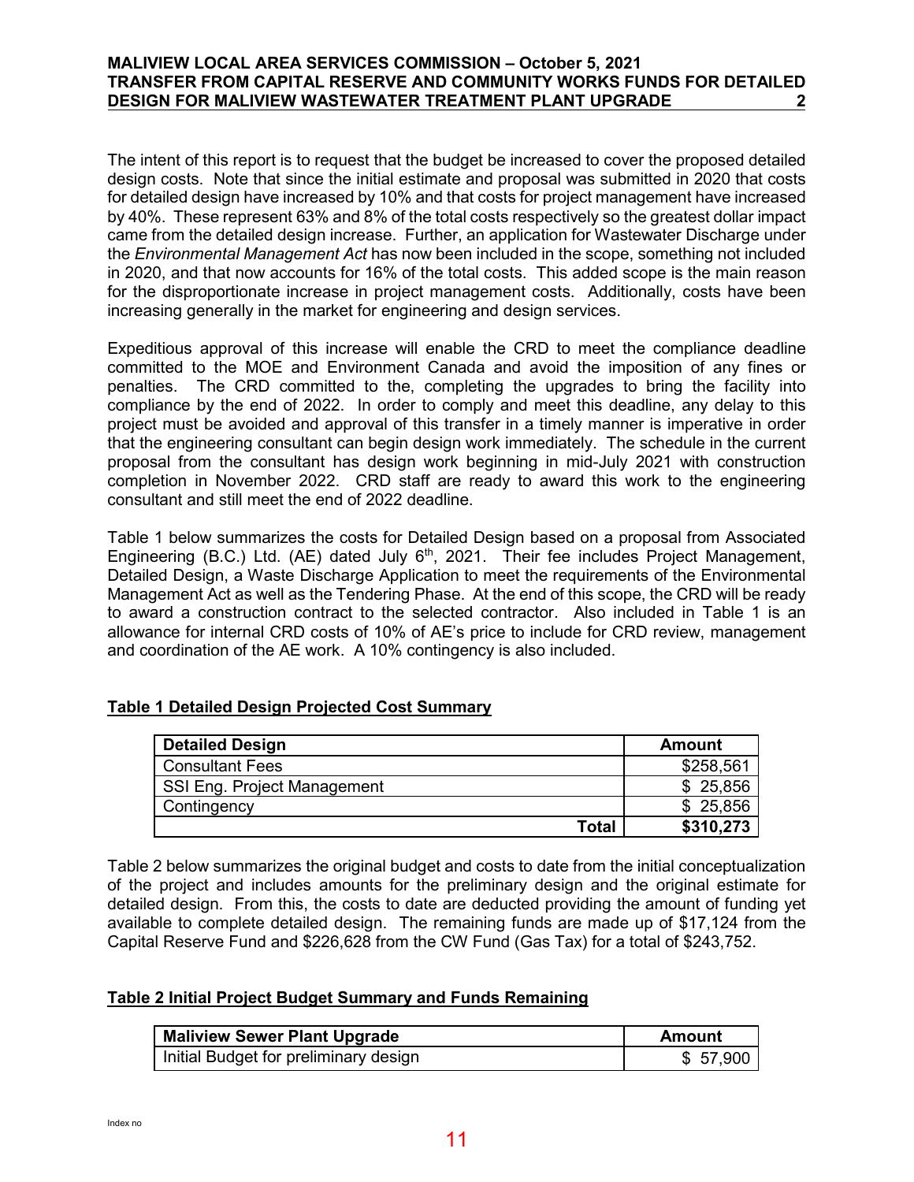The intent of this report is to request that the budget be increased to cover the proposed detailed design costs. Note that since the initial estimate and proposal was submitted in 2020 that costs for detailed design have increased by 10% and that costs for project management have increased by 40%. These represent 63% and 8% of the total costs respectively so the greatest dollar impact came from the detailed design increase. Further, an application for Wastewater Discharge under the *Environmental Management Act* has now been included in the scope, something not included in 2020, and that now accounts for 16% of the total costs. This added scope is the main reason for the disproportionate increase in project management costs. Additionally, costs have been increasing generally in the market for engineering and design services.

Expeditious approval of this increase will enable the CRD to meet the compliance deadline committed to the MOE and Environment Canada and avoid the imposition of any fines or penalties. The CRD committed to the, completing the upgrades to bring the facility into compliance by the end of 2022. In order to comply and meet this deadline, any delay to this project must be avoided and approval of this transfer in a timely manner is imperative in order that the engineering consultant can begin design work immediately. The schedule in the current proposal from the consultant has design work beginning in mid-July 2021 with construction completion in November 2022. CRD staff are ready to award this work to the engineering consultant and still meet the end of 2022 deadline.

Table 1 below summarizes the costs for Detailed Design based on a proposal from Associated Engineering (B.C.) Ltd. (AE) dated July 6th, 2021. Their fee includes Project Management, Detailed Design, a Waste Discharge Application to meet the requirements of the Environmental Management Act as well as the Tendering Phase. At the end of this scope, the CRD will be ready to award a construction contract to the selected contractor. Also included in Table 1 is an allowance for internal CRD costs of 10% of AE's price to include for CRD review, management and coordination of the AE work. A 10% contingency is also included.

**Table 1 Detailed Design Projected Cost Summary**

| Detailed Design | Amount |
|---|---:|
| Consultant Fees | $258,561 |
| SSI Eng. Project Management | $ 25,856 |
| Contingency | $ 25,856 |
| **Total** | **$310,273** |

Table 2 below summarizes the original budget and costs to date from the initial conceptualization of the project and includes amounts for the preliminary design and the original estimate for detailed design. From this, the costs to date are deducted providing the amount of funding yet available to complete detailed design. The remaining funds are made up of $17,124 from the Capital Reserve Fund and $226,628 from the CW Fund (Gas Tax) for a total of $243,752.

**Table 2 Initial Project Budget Summary and Funds Remaining**

| Maliview Sewer Plant Upgrade | Amount |
|---|---:|
| Initial Budget for preliminary design | $ 57,900 |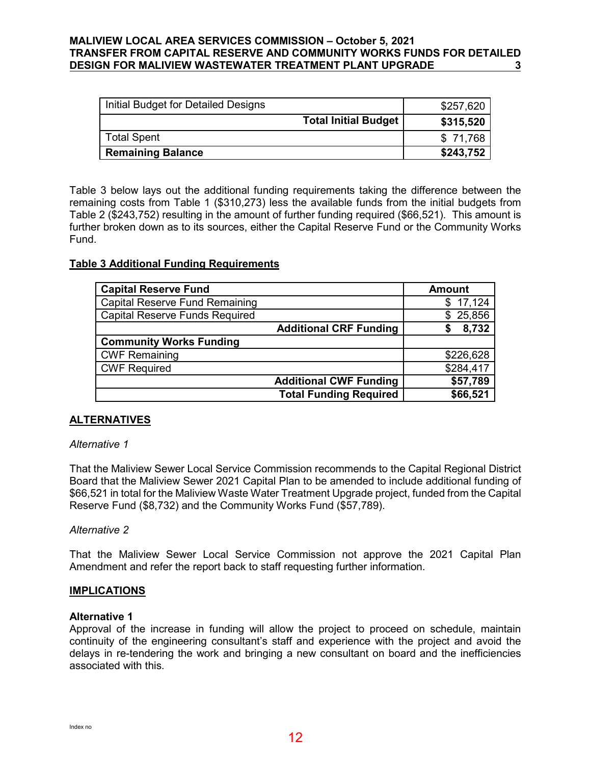| Initial Budget for Detailed Designs | $257,620 |
|---|---|
| **Total Initial Budget** | **$315,520** |
| Total Spent | $ 71,768 |
| **Remaining Balance** | **$243,752** |

Table 3 below lays out the additional funding requirements taking the difference between the remaining costs from Table 1 ($310,273) less the available funds from the initial budgets from Table 2 ($243,752) resulting in the amount of further funding required ($66,521). This amount is further broken down as to its sources, either the Capital Reserve Fund or the Community Works Fund.

**Table 3 Additional Funding Requirements**

| **Capital Reserve Fund** | **Amount** |
|---|---|
| Capital Reserve Fund Remaining | $ 17,124 |
| Capital Reserve Funds Required | $ 25,856 |
| **Additional CRF Funding** | **$ 8,732** |
| **Community Works Funding** | |
| CWF Remaining | $226,628 |
| CWF Required | $284,417 |
| **Additional CWF Funding** | **$57,789** |
| **Total Funding Required** | **$66,521** |

## ALTERNATIVES

*Alternative 1*

That the Maliview Sewer Local Service Commission recommends to the Capital Regional District Board that the Maliview Sewer 2021 Capital Plan to be amended to include additional funding of $66,521 in total for the Maliview Waste Water Treatment Upgrade project, funded from the Capital Reserve Fund ($8,732) and the Community Works Fund ($57,789).

*Alternative 2*

That the Maliview Sewer Local Service Commission not approve the 2021 Capital Plan Amendment and refer the report back to staff requesting further information.

## IMPLICATIONS

**Alternative 1**

Approval of the increase in funding will allow the project to proceed on schedule, maintain continuity of the engineering consultant's staff and experience with the project and avoid the delays in re-tendering the work and bringing a new consultant on board and the inefficiencies associated with this.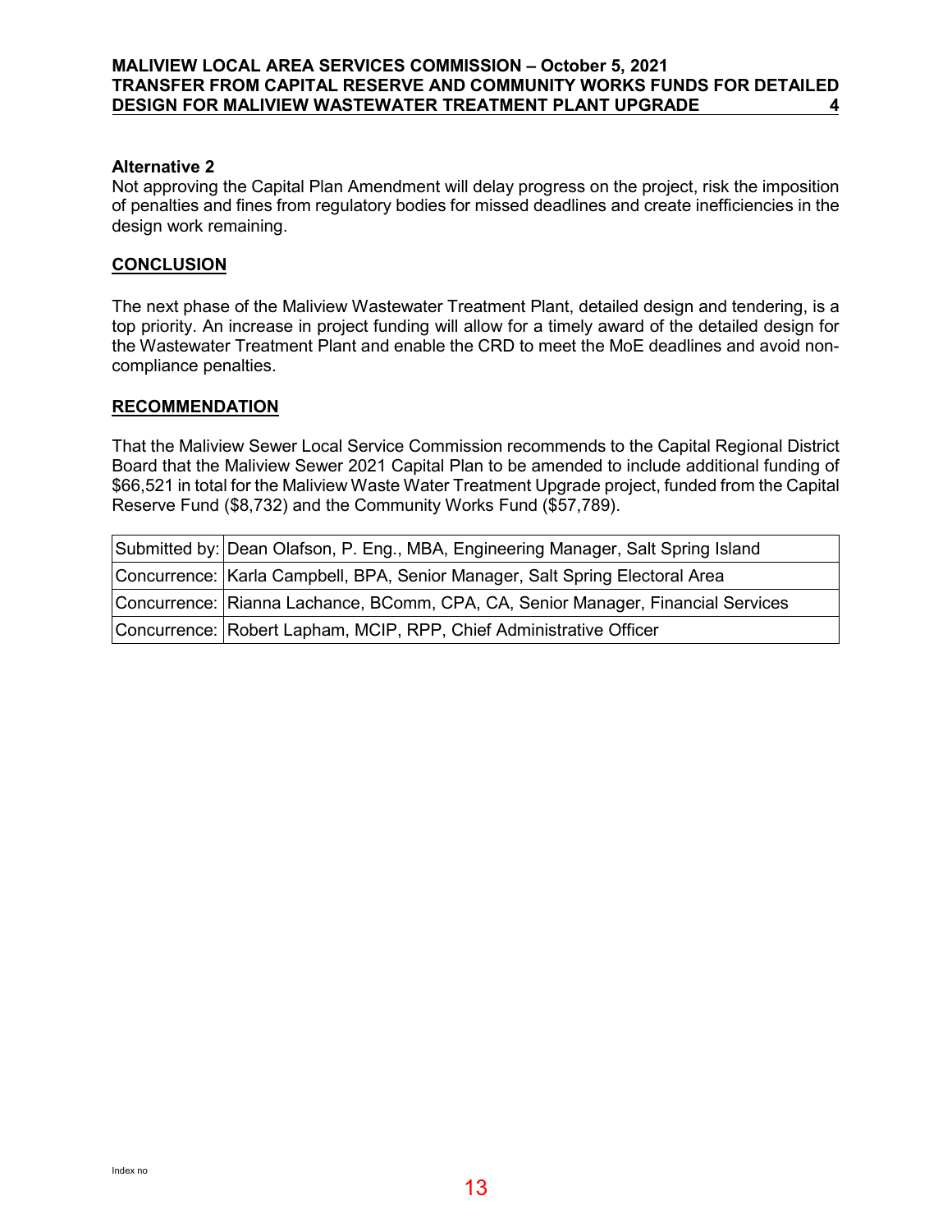### Alternative 2

Not approving the Capital Plan Amendment will delay progress on the project, risk the imposition of penalties and fines from regulatory bodies for missed deadlines and create inefficiencies in the design work remaining.

## CONCLUSION

The next phase of the Maliview Wastewater Treatment Plant, detailed design and tendering, is a top priority. An increase in project funding will allow for a timely award of the detailed design for the Wastewater Treatment Plant and enable the CRD to meet the MoE deadlines and avoid non-compliance penalties.

## RECOMMENDATION

That the Maliview Sewer Local Service Commission recommends to the Capital Regional District Board that the Maliview Sewer 2021 Capital Plan to be amended to include additional funding of $66,521 in total for the Maliview Waste Water Treatment Upgrade project, funded from the Capital Reserve Fund ($8,732) and the Community Works Fund ($57,789).

| | |
|---|---|
| Submitted by: | Dean Olafson, P. Eng., MBA, Engineering Manager, Salt Spring Island |
| Concurrence: | Karla Campbell, BPA, Senior Manager, Salt Spring Electoral Area |
| Concurrence: | Rianna Lachance, BComm, CPA, CA, Senior Manager, Financial Services |
| Concurrence: | Robert Lapham, MCIP, RPP, Chief Administrative Officer |

Index no